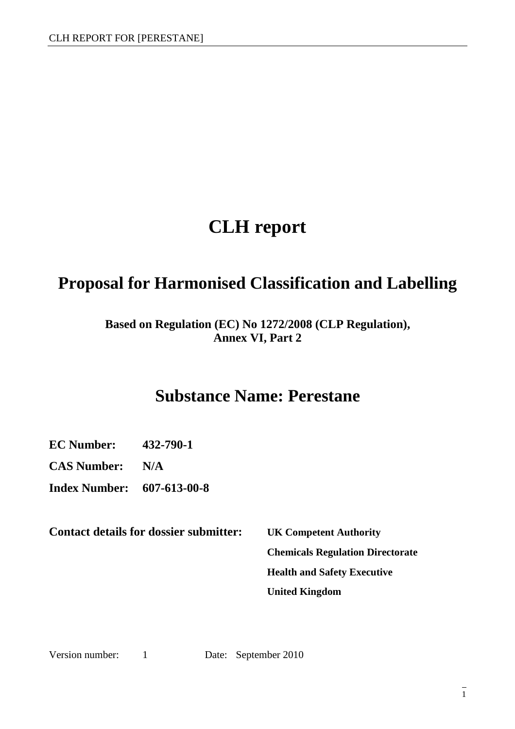# CLH report

## Proposal for Harmonised Classification and Labelling

**Based on Regulation (EC) No 1272/2008 (CLP Regulation), Annex VI, Part 2**

## Substance Name: Perestane

**EC Number:** **432-790-1**

**CAS Number:** **N/A**

**Index Number:** **607-613-00-8**

**Contact details for dossier submitter:**

**UK Competent Authority**
**Chemicals Regulation Directorate**
**Health and Safety Executive**
**United Kingdom**

Version number: 1 Date: September 2010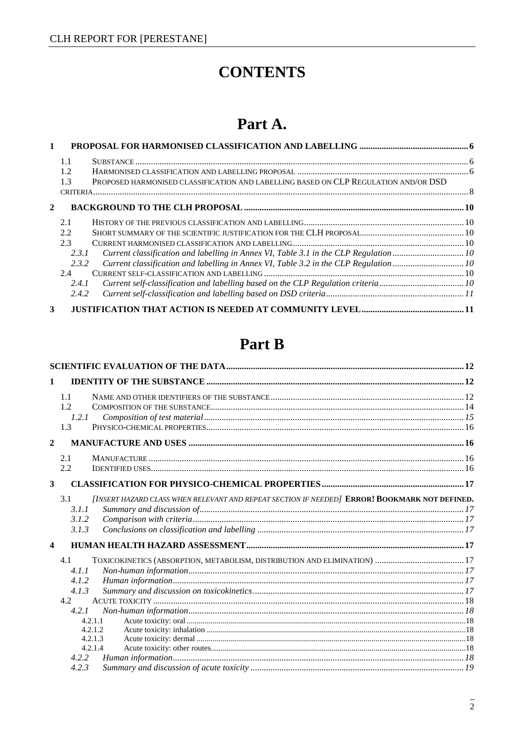# CONTENTS

# Part A.

**1 PROPOSAL FOR HARMONISED CLASSIFICATION AND LABELLING ... 6**

- 1.1 SUBSTANCE ... 6
- 1.2 HARMONISED CLASSIFICATION AND LABELLING PROPOSAL ... 6
- 1.3 PROPOSED HARMONISED CLASSIFICATION AND LABELLING BASED ON CLP REGULATION AND/OR DSD CRITERIA ... 8

**2 BACKGROUND TO THE CLH PROPOSAL ... 10**

- 2.1 HISTORY OF THE PREVIOUS CLASSIFICATION AND LABELLING ... 10
- 2.2 SHORT SUMMARY OF THE SCIENTIFIC JUSTIFICATION FOR THE CLH PROPOSAL ... 10
- 2.3 CURRENT HARMONISED CLASSIFICATION AND LABELLING ... 10
  - *2.3.1 Current classification and labelling in Annex VI, Table 3.1 in the CLP Regulation ... 10*
  - *2.3.2 Current classification and labelling in Annex VI, Table 3.2 in the CLP Regulation ... 10*
- 2.4 CURRENT SELF-CLASSIFICATION AND LABELLING ... 10
  - *2.4.1 Current self-classification and labelling based on the CLP Regulation criteria ... 10*
  - *2.4.2 Current self-classification and labelling based on DSD criteria ... 11*

**3 JUSTIFICATION THAT ACTION IS NEEDED AT COMMUNITY LEVEL ... 11**

# Part B

**SCIENTIFIC EVALUATION OF THE DATA ... 12**

**1 IDENTITY OF THE SUBSTANCE ... 12**

- 1.1 NAME AND OTHER IDENTIFIERS OF THE SUBSTANCE ... 12
- 1.2 COMPOSITION OF THE SUBSTANCE ... 14
  - *1.2.1 Composition of test material ... 15*
- 1.3 PHYSICO-CHEMICAL PROPERTIES ... 16

**2 MANUFACTURE AND USES ... 16**

- 2.1 MANUFACTURE ... 16
- 2.2 IDENTIFIED USES ... 16

**3 CLASSIFICATION FOR PHYSICO-CHEMICAL PROPERTIES ... 17**

- 3.1 *[INSERT HAZARD CLASS WHEN RELEVANT AND REPEAT SECTION IF NEEDED]* **ERROR! BOOKMARK NOT DEFINED.**
  - *3.1.1 Summary and discussion of ... 17*
  - *3.1.2 Comparison with criteria ... 17*
  - *3.1.3 Conclusions on classification and labelling ... 17*

**4 HUMAN HEALTH HAZARD ASSESSMENT ... 17**

- 4.1 TOXICOKINETICS (ABSORPTION, METABOLISM, DISTRIBUTION AND ELIMINATION) ... 17
  - *4.1.1 Non-human information ... 17*
  - *4.1.2 Human information ... 17*
  - *4.1.3 Summary and discussion on toxicokinetics ... 17*
- 4.2 ACUTE TOXICITY ... 18
  - *4.2.1 Non-human information ... 18*
    - 4.2.1.1 Acute toxicity: oral ... 18
    - 4.2.1.2 Acute toxicity: inhalation ... 18
    - 4.2.1.3 Acute toxicity: dermal ... 18
    - 4.2.1.4 Acute toxicity: other routes ... 18
  - *4.2.2 Human information ... 18*
  - *4.2.3 Summary and discussion of acute toxicity ... 19*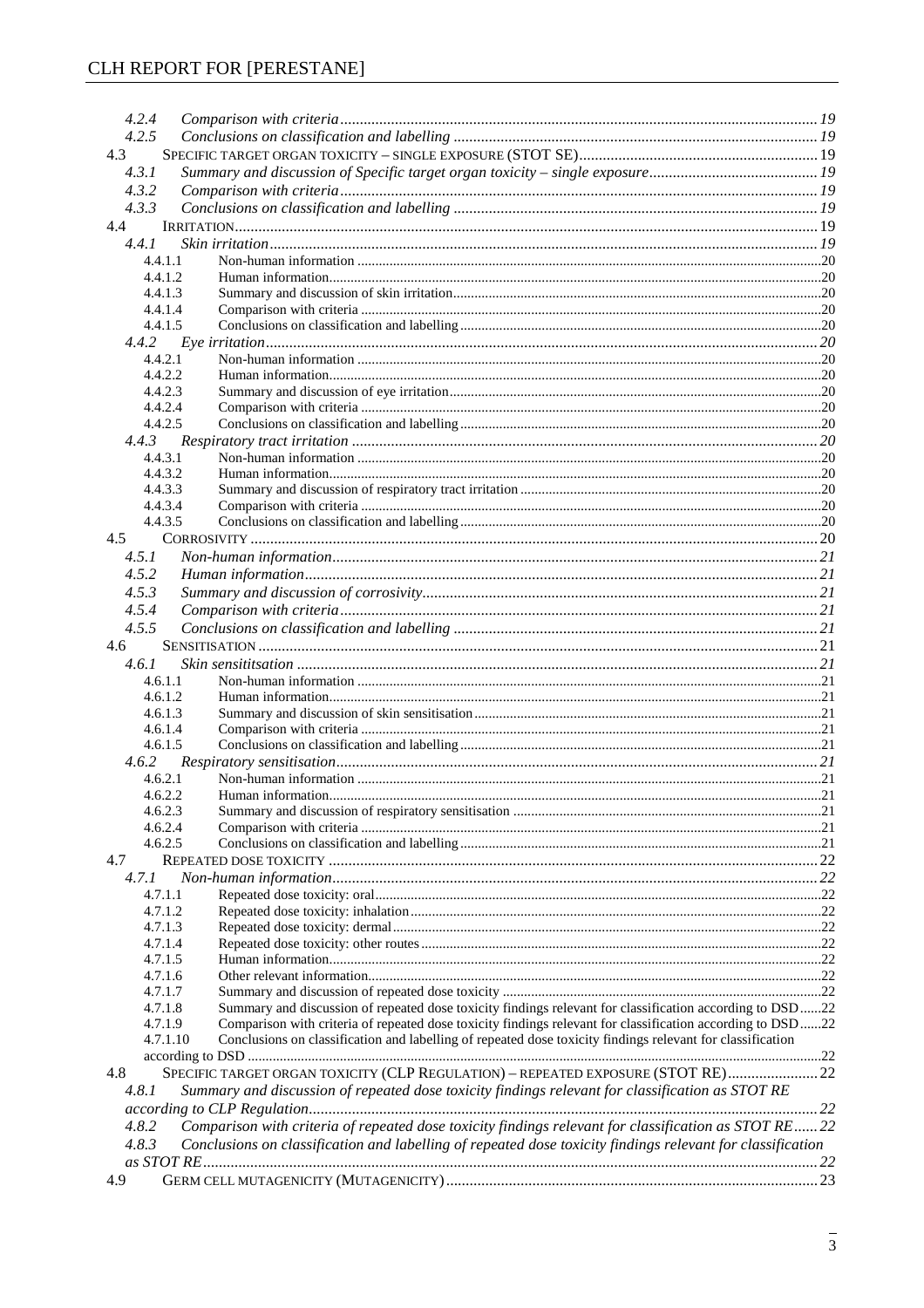4.2.4 *Comparison with criteria* ... 19
4.2.5 *Conclusions on classification and labelling* ... 19
4.3 SPECIFIC TARGET ORGAN TOXICITY – SINGLE EXPOSURE (STOT SE) ... 19
4.3.1 *Summary and discussion of Specific target organ toxicity – single exposure* ... 19
4.3.2 *Comparison with criteria* ... 19
4.3.3 *Conclusions on classification and labelling* ... 19
4.4 IRRITATION ... 19
4.4.1 *Skin irritation* ... 19
4.4.1.1 Non-human information ... 20
4.4.1.2 Human information ... 20
4.4.1.3 Summary and discussion of skin irritation ... 20
4.4.1.4 Comparison with criteria ... 20
4.4.1.5 Conclusions on classification and labelling ... 20
4.4.2 *Eye irritation* ... 20
4.4.2.1 Non-human information ... 20
4.4.2.2 Human information ... 20
4.4.2.3 Summary and discussion of eye irritation ... 20
4.4.2.4 Comparison with criteria ... 20
4.4.2.5 Conclusions on classification and labelling ... 20
4.4.3 *Respiratory tract irritation* ... 20
4.4.3.1 Non-human information ... 20
4.4.3.2 Human information ... 20
4.4.3.3 Summary and discussion of respiratory tract irritation ... 20
4.4.3.4 Comparison with criteria ... 20
4.4.3.5 Conclusions on classification and labelling ... 20
4.5 CORROSIVITY ... 20
4.5.1 *Non-human information* ... 21
4.5.2 *Human information* ... 21
4.5.3 *Summary and discussion of corrosivity* ... 21
4.5.4 *Comparison with criteria* ... 21
4.5.5 *Conclusions on classification and labelling* ... 21
4.6 SENSITISATION ... 21
4.6.1 *Skin sensititsation* ... 21
4.6.1.1 Non-human information ... 21
4.6.1.2 Human information ... 21
4.6.1.3 Summary and discussion of skin sensitisation ... 21
4.6.1.4 Comparison with criteria ... 21
4.6.1.5 Conclusions on classification and labelling ... 21
4.6.2 *Respiratory sensitisation* ... 21
4.6.2.1 Non-human information ... 21
4.6.2.2 Human information ... 21
4.6.2.3 Summary and discussion of respiratory sensitisation ... 21
4.6.2.4 Comparison with criteria ... 21
4.6.2.5 Conclusions on classification and labelling ... 21
4.7 REPEATED DOSE TOXICITY ... 22
4.7.1 *Non-human information* ... 22
4.7.1.1 Repeated dose toxicity: oral ... 22
4.7.1.2 Repeated dose toxicity: inhalation ... 22
4.7.1.3 Repeated dose toxicity: dermal ... 22
4.7.1.4 Repeated dose toxicity: other routes ... 22
4.7.1.5 Human information ... 22
4.7.1.6 Other relevant information ... 22
4.7.1.7 Summary and discussion of repeated dose toxicity ... 22
4.7.1.8 Summary and discussion of repeated dose toxicity findings relevant for classification according to DSD ... 22
4.7.1.9 Comparison with criteria of repeated dose toxicity findings relevant for classification according to DSD ... 22
4.7.1.10 Conclusions on classification and labelling of repeated dose toxicity findings relevant for classification according to DSD ... 22
4.8 SPECIFIC TARGET ORGAN TOXICITY (CLP REGULATION) – REPEATED EXPOSURE (STOT RE) ... 22
4.8.1 *Summary and discussion of repeated dose toxicity findings relevant for classification as STOT RE according to CLP Regulation* ... 22
4.8.2 *Comparison with criteria of repeated dose toxicity findings relevant for classification as STOT RE* ... 22
4.8.3 *Conclusions on classification and labelling of repeated dose toxicity findings relevant for classification as STOT RE* ... 22
4.9 GERM CELL MUTAGENICITY (MUTAGENICITY) ... 23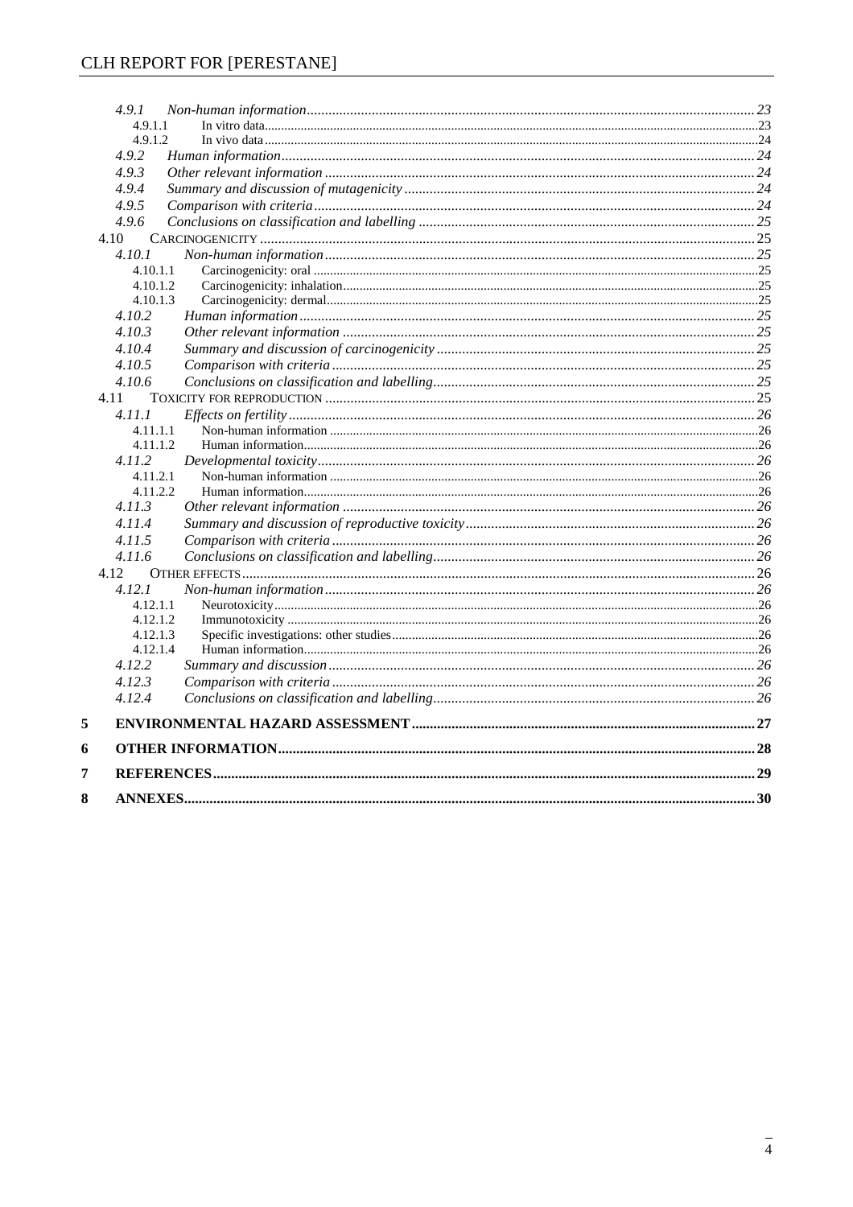4.9.1 *Non-human information* ... 23
  4.9.1.1 In vitro data ... 23
  4.9.1.2 In vivo data ... 24
4.9.2 *Human information* ... 24
4.9.3 *Other relevant information* ... 24
4.9.4 *Summary and discussion of mutagenicity* ... 24
4.9.5 *Comparison with criteria* ... 24
4.9.6 *Conclusions on classification and labelling* ... 25

4.10 CARCINOGENICITY ... 25
4.10.1 *Non-human information* ... 25
  4.10.1.1 Carcinogenicity: oral ... 25
  4.10.1.2 Carcinogenicity: inhalation ... 25
  4.10.1.3 Carcinogenicity: dermal ... 25
4.10.2 *Human information* ... 25
4.10.3 *Other relevant information* ... 25
4.10.4 *Summary and discussion of carcinogenicity* ... 25
4.10.5 *Comparison with criteria* ... 25
4.10.6 *Conclusions on classification and labelling* ... 25

4.11 TOXICITY FOR REPRODUCTION ... 25
4.11.1 *Effects on fertility* ... 26
  4.11.1.1 Non-human information ... 26
  4.11.1.2 Human information ... 26
4.11.2 *Developmental toxicity* ... 26
  4.11.2.1 Non-human information ... 26
  4.11.2.2 Human information ... 26
4.11.3 *Other relevant information* ... 26
4.11.4 *Summary and discussion of reproductive toxicity* ... 26
4.11.5 *Comparison with criteria* ... 26
4.11.6 *Conclusions on classification and labelling* ... 26

4.12 OTHER EFFECTS ... 26
4.12.1 *Non-human information* ... 26
  4.12.1.1 Neurotoxicity ... 26
  4.12.1.2 Immunotoxicity ... 26
  4.12.1.3 Specific investigations: other studies ... 26
  4.12.1.4 Human information ... 26
4.12.2 *Summary and discussion* ... 26
4.12.3 *Comparison with criteria* ... 26
4.12.4 *Conclusions on classification and labelling* ... 26

**5 ENVIRONMENTAL HAZARD ASSESSMENT** ... 27

**6 OTHER INFORMATION** ... 28

**7 REFERENCES** ... 29

**8 ANNEXES** ... 30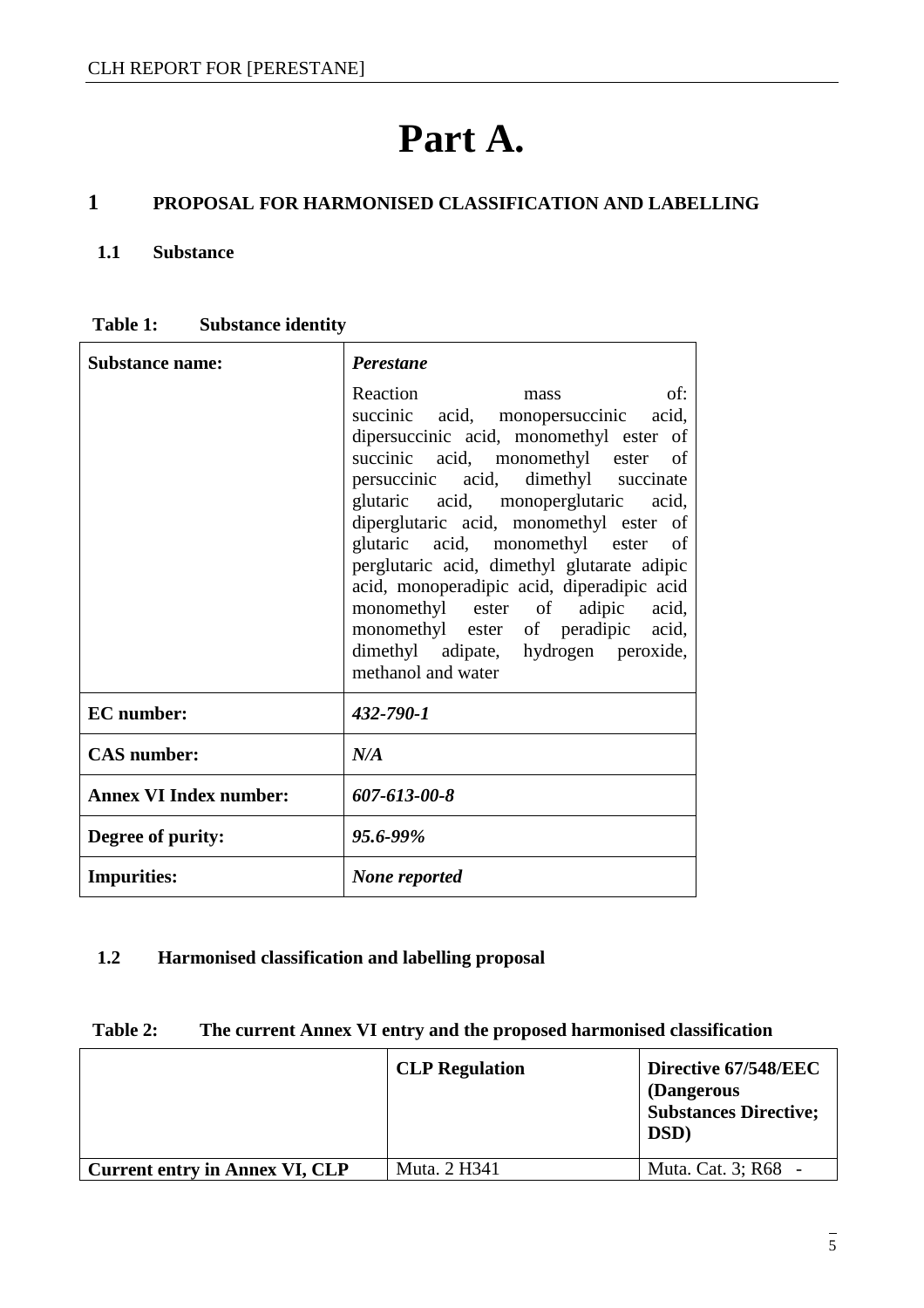# Part A.

## 1 PROPOSAL FOR HARMONISED CLASSIFICATION AND LABELLING

### 1.1 Substance

**Table 1: Substance identity**

| **Substance name:** | ***Perestane*** Reaction mass of: succinic acid, monopersuccinic acid, dipersuccinic acid, monomethyl ester of succinic acid, monomethyl ester of persuccinic acid, dimethyl succinate glutaric acid, monoperglutaric acid, diperglutaric acid, monomethyl ester of glutaric acid, monomethyl ester of perglutaric acid, dimethyl glutarate adipic acid, monoperadipic acid, diperadipic acid monomethyl ester of adipic acid, monomethyl ester of peradipic acid, dimethyl adipate, hydrogen peroxide, methanol and water |
|---|---|
| **EC number:** | ***432-790-1*** |
| **CAS number:** | ***N/A*** |
| **Annex VI Index number:** | ***607-613-00-8*** |
| **Degree of purity:** | ***95.6-99%*** |
| **Impurities:** | ***None reported*** |

### 1.2 Harmonised classification and labelling proposal

**Table 2: The current Annex VI entry and the proposed harmonised classification**

| | **CLP Regulation** | **Directive 67/548/EEC (Dangerous Substances Directive; DSD)** |
|---|---|---|
| **Current entry in Annex VI, CLP** | Muta. 2 H341 | Muta. Cat. 3; R68 - |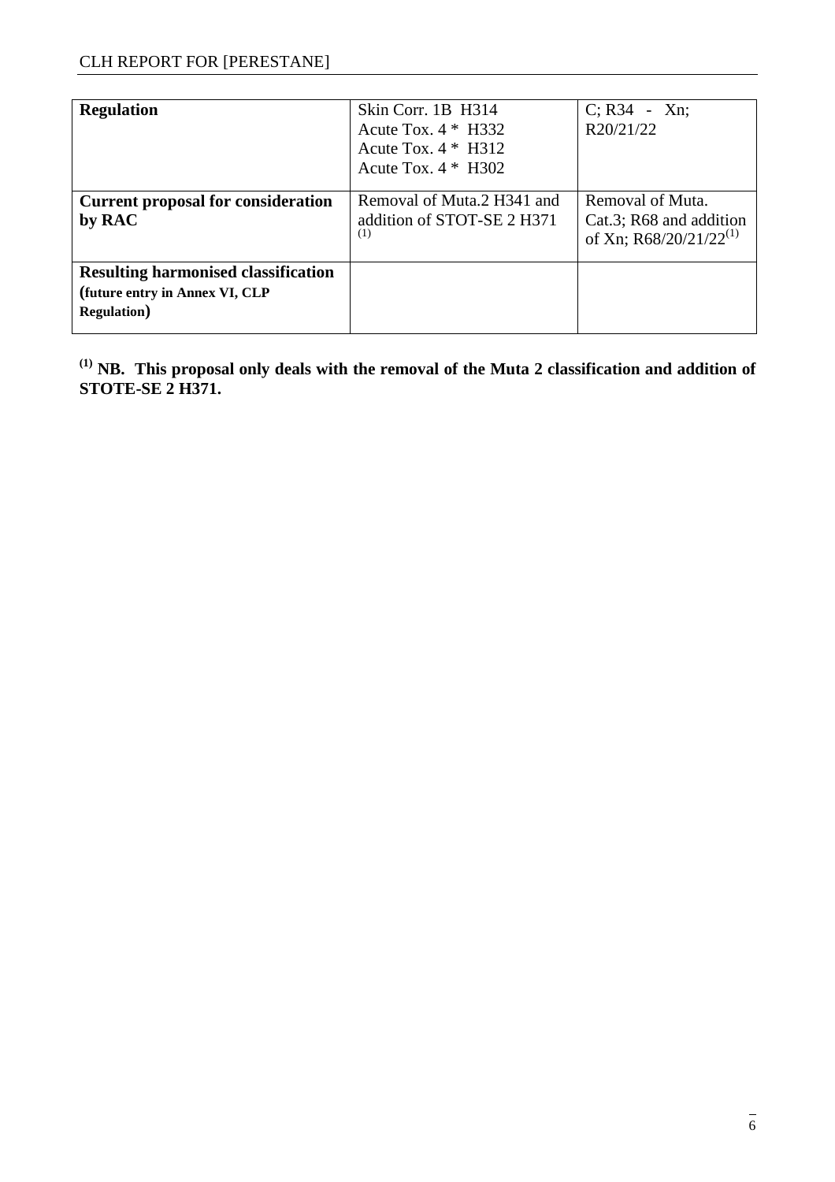| | | |
|---|---|---|
| **Regulation** | Skin Corr. 1B H314<br>Acute Tox. 4 * H332<br>Acute Tox. 4 * H312<br>Acute Tox. 4 * H302 | C; R34 - Xn; R20/21/22 |
| **Current proposal for consideration by RAC** | Removal of Muta.2 H341 and addition of STOT-SE 2 H371 [(1)] | Removal of Muta. Cat.3; R68 and addition of Xn; R68/20/21/22[(1)] |
| **Resulting harmonised classification (future entry in Annex VI, CLP Regulation)** | | |

**[(1)] NB. This proposal only deals with the removal of the Muta 2 classification and addition of STOTE-SE 2 H371.**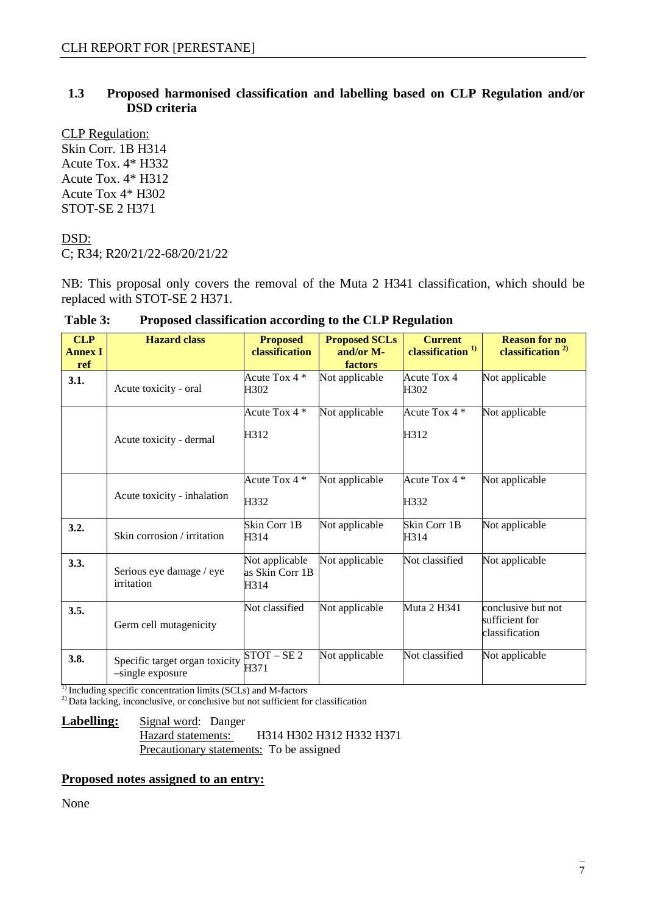### 1.3 Proposed harmonised classification and labelling based on CLP Regulation and/or DSD criteria

CLP Regulation:
Skin Corr. 1B H314
Acute Tox. 4* H332
Acute Tox. 4* H312
Acute Tox 4* H302
STOT-SE 2 H371

DSD:
C; R34; R20/21/22-68/20/21/22

NB: This proposal only covers the removal of the Muta 2 H341 classification, which should be replaced with STOT-SE 2 H371.

**Table 3: Proposed classification according to the CLP Regulation**

| CLP Annex I ref | Hazard class | Proposed classification | Proposed SCLs and/or M-factors | Current classification [1] | Reason for no classification [2] |
|---|---|---|---|---|---|
| 3.1. | Acute toxicity - oral | Acute Tox 4 * H302 | Not applicable | Acute Tox 4 H302 | Not applicable |
| | Acute toxicity - dermal | Acute Tox 4 * H312 | Not applicable | Acute Tox 4 * H312 | Not applicable |
| | Acute toxicity - inhalation | Acute Tox 4 * H332 | Not applicable | Acute Tox 4 * H332 | Not applicable |
| 3.2. | Skin corrosion / irritation | Skin Corr 1B H314 | Not applicable | Skin Corr 1B H314 | Not applicable |
| 3.3. | Serious eye damage / eye irritation | Not applicable as Skin Corr 1B H314 | Not applicable | Not classified | Not applicable |
| 3.5. | Germ cell mutagenicity | Not classified | Not applicable | Muta 2 H341 | conclusive but not sufficient for classification |
| 3.8. | Specific target organ toxicity –single exposure | STOT – SE 2 H371 | Not applicable | Not classified | Not applicable |

[1] Including specific concentration limits (SCLs) and M-factors
[2] Data lacking, inconclusive, or conclusive but not sufficient for classification

**Labelling:** Signal word: Danger
Hazard statements: H314 H302 H312 H332 H371
Precautionary statements: To be assigned

**Proposed notes assigned to an entry:**

None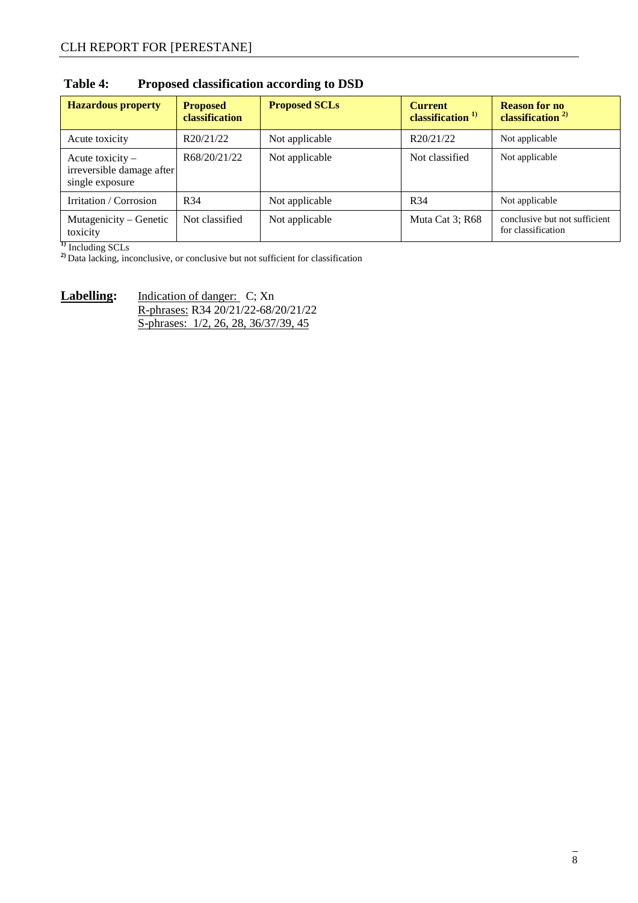**Table 4: Proposed classification according to DSD**

| Hazardous property | Proposed classification | Proposed SCLs | Current classification [1)] | Reason for no classification [2)] |
|---|---|---|---|---|
| Acute toxicity | R20/21/22 | Not applicable | R20/21/22 | Not applicable |
| Acute toxicity – irreversible damage after single exposure | R68/20/21/22 | Not applicable | Not classified | Not applicable |
| Irritation / Corrosion | R34 | Not applicable | R34 | Not applicable |
| Mutagenicity – Genetic toxicity | Not classified | Not applicable | Muta Cat 3; R68 | conclusive but not sufficient for classification |

[1)] Including SCLs
[2)] Data lacking, inconclusive, or conclusive but not sufficient for classification

**Labelling:** Indication of danger: C; Xn
R-phrases: R34 20/21/22-68/20/21/22
S-phrases: 1/2, 26, 28, 36/37/39, 45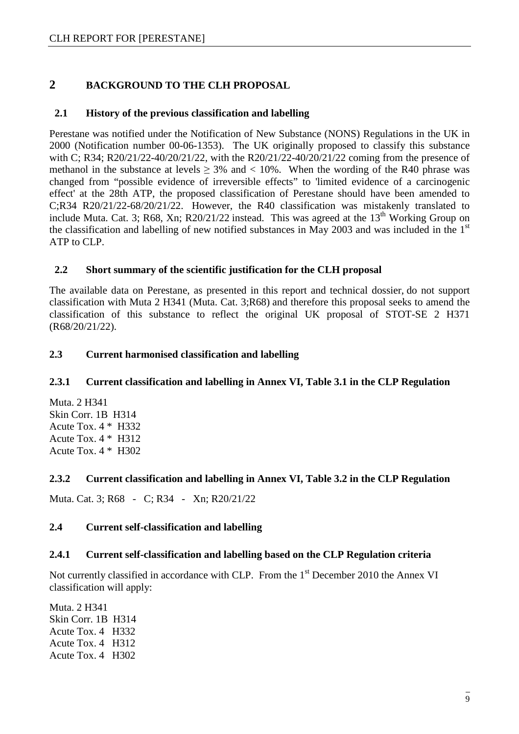# 2 BACKGROUND TO THE CLH PROPOSAL

## 2.1 History of the previous classification and labelling

Perestane was notified under the Notification of New Substance (NONS) Regulations in the UK in 2000 (Notification number 00-06-1353). The UK originally proposed to classify this substance with C; R34; R20/21/22-40/20/21/22, with the R20/21/22-40/20/21/22 coming from the presence of methanol in the substance at levels $\geq$ 3% and < 10%. When the wording of the R40 phrase was changed from "possible evidence of irreversible effects" to 'limited evidence of a carcinogenic effect' at the 28th ATP, the proposed classification of Perestane should have been amended to C;R34 R20/21/22-68/20/21/22. However, the R40 classification was mistakenly translated to include Muta. Cat. 3; R68, Xn; R20/21/22 instead. This was agreed at the 13th Working Group on the classification and labelling of new notified substances in May 2003 and was included in the 1st ATP to CLP.

## 2.2 Short summary of the scientific justification for the CLH proposal

The available data on Perestane, as presented in this report and technical dossier, do not support classification with Muta 2 H341 (Muta. Cat. 3;R68) and therefore this proposal seeks to amend the classification of this substance to reflect the original UK proposal of STOT-SE 2 H371 (R68/20/21/22).

## 2.3 Current harmonised classification and labelling

### 2.3.1 Current classification and labelling in Annex VI, Table 3.1 in the CLP Regulation

Muta. 2 H341
Skin Corr. 1B H314
Acute Tox. 4 * H332
Acute Tox. 4 * H312
Acute Tox. 4 * H302

### 2.3.2 Current classification and labelling in Annex VI, Table 3.2 in the CLP Regulation

Muta. Cat. 3; R68 - C; R34 - Xn; R20/21/22

## 2.4 Current self-classification and labelling

### 2.4.1 Current self-classification and labelling based on the CLP Regulation criteria

Not currently classified in accordance with CLP. From the 1st December 2010 the Annex VI classification will apply:

Muta. 2 H341
Skin Corr. 1B H314
Acute Tox. 4 H332
Acute Tox. 4 H312
Acute Tox. 4 H302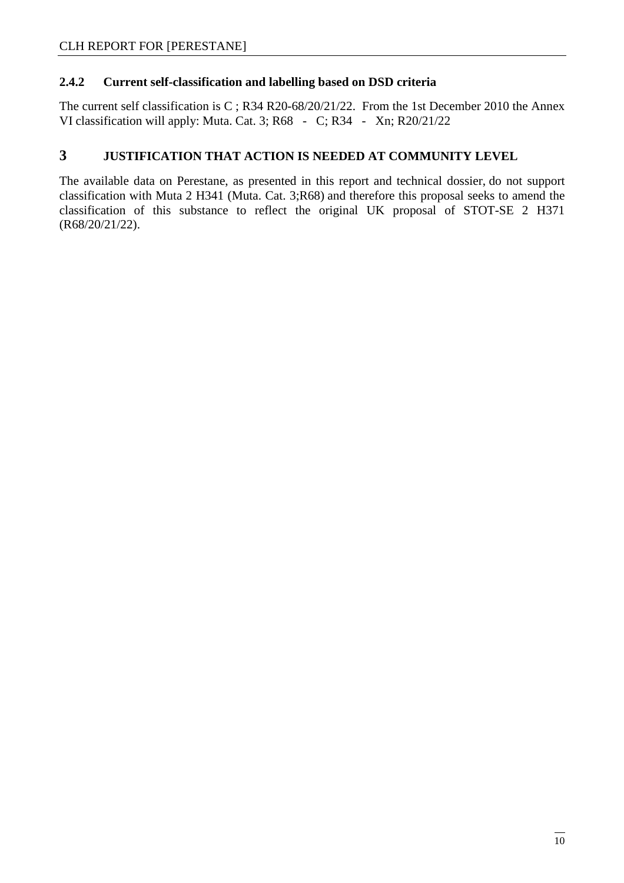### 2.4.2 Current self-classification and labelling based on DSD criteria

The current self classification is C ; R34 R20-68/20/21/22. From the 1st December 2010 the Annex VI classification will apply: Muta. Cat. 3; R68 - C; R34 - Xn; R20/21/22

## 3 JUSTIFICATION THAT ACTION IS NEEDED AT COMMUNITY LEVEL

The available data on Perestane, as presented in this report and technical dossier, do not support classification with Muta 2 H341 (Muta. Cat. 3;R68) and therefore this proposal seeks to amend the classification of this substance to reflect the original UK proposal of STOT-SE 2 H371 (R68/20/21/22).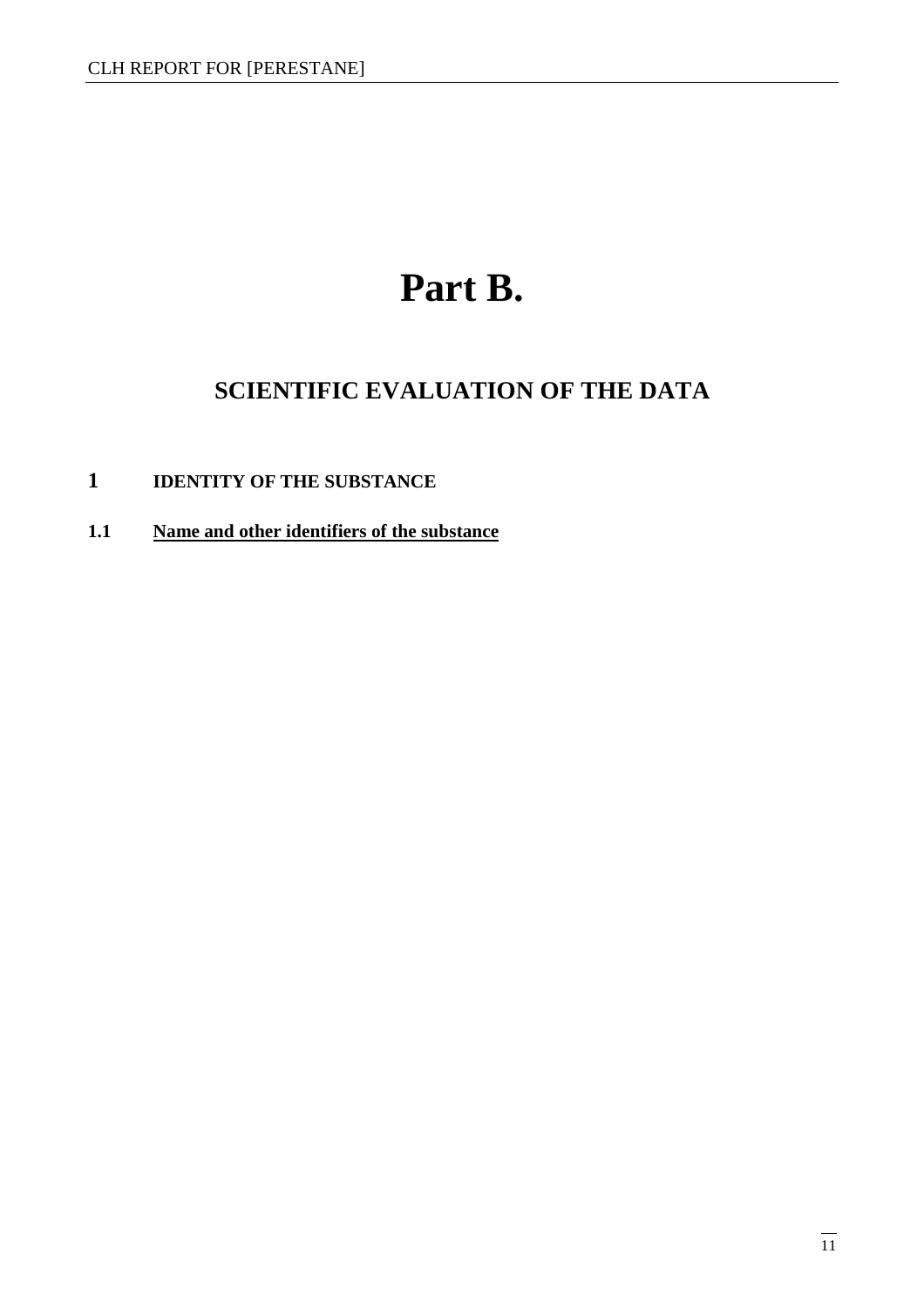# Part B.

## SCIENTIFIC EVALUATION OF THE DATA

### 1 IDENTITY OF THE SUBSTANCE

#### 1.1 Name and other identifiers of the substance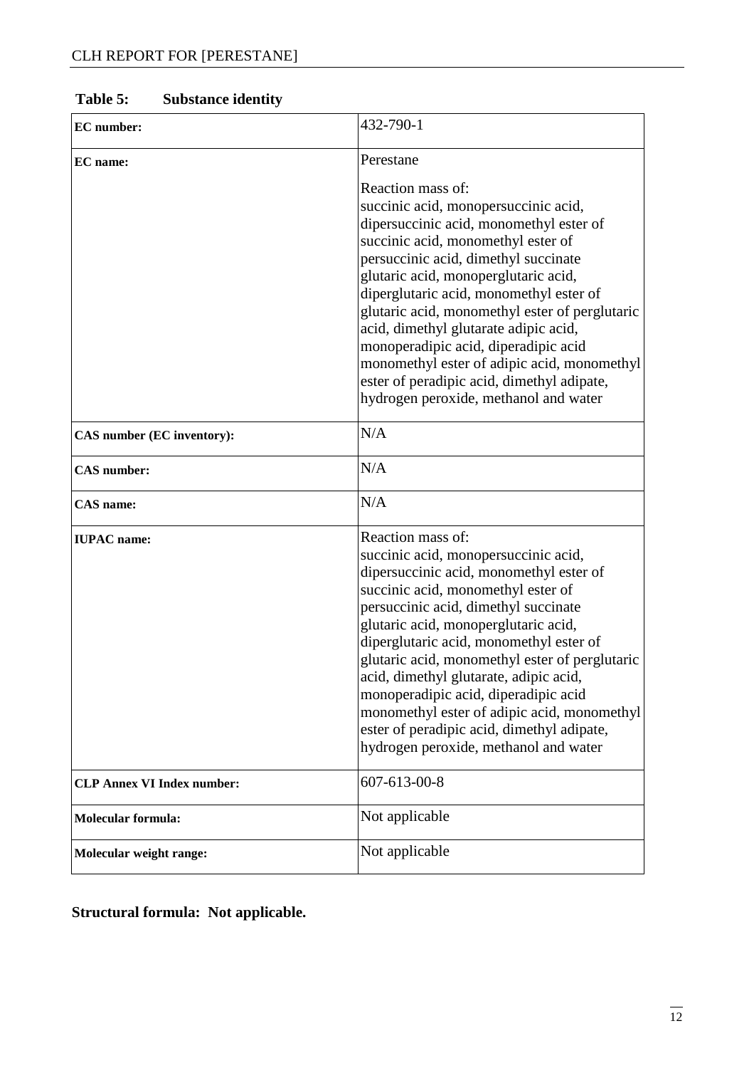**Table 5: Substance identity**

| | |
|---|---|
| **EC number:** | 432-790-1 |
| **EC name:** | Perestane<br><br>Reaction mass of:<br>succinic acid, monopersuccinic acid, dipersuccinic acid, monomethyl ester of succinic acid, monomethyl ester of persuccinic acid, dimethyl succinate glutaric acid, monoperglutaric acid, diperglutaric acid, monomethyl ester of glutaric acid, monomethyl ester of perglutaric acid, dimethyl glutarate adipic acid, monoperadipic acid, diperadipic acid monomethyl ester of adipic acid, monomethyl ester of peradipic acid, dimethyl adipate, hydrogen peroxide, methanol and water |
| **CAS number (EC inventory):** | N/A |
| **CAS number:** | N/A |
| **CAS name:** | N/A |
| **IUPAC name:** | Reaction mass of:<br>succinic acid, monopersuccinic acid, dipersuccinic acid, monomethyl ester of succinic acid, monomethyl ester of persuccinic acid, dimethyl succinate glutaric acid, monoperglutaric acid, diperglutaric acid, monomethyl ester of glutaric acid, monomethyl ester of perglutaric acid, dimethyl glutarate, adipic acid, monoperadipic acid, diperadipic acid monomethyl ester of adipic acid, monomethyl ester of peradipic acid, dimethyl adipate, hydrogen peroxide, methanol and water |
| **CLP Annex VI Index number:** | 607-613-00-8 |
| **Molecular formula:** | Not applicable |
| **Molecular weight range:** | Not applicable |

**Structural formula: Not applicable.**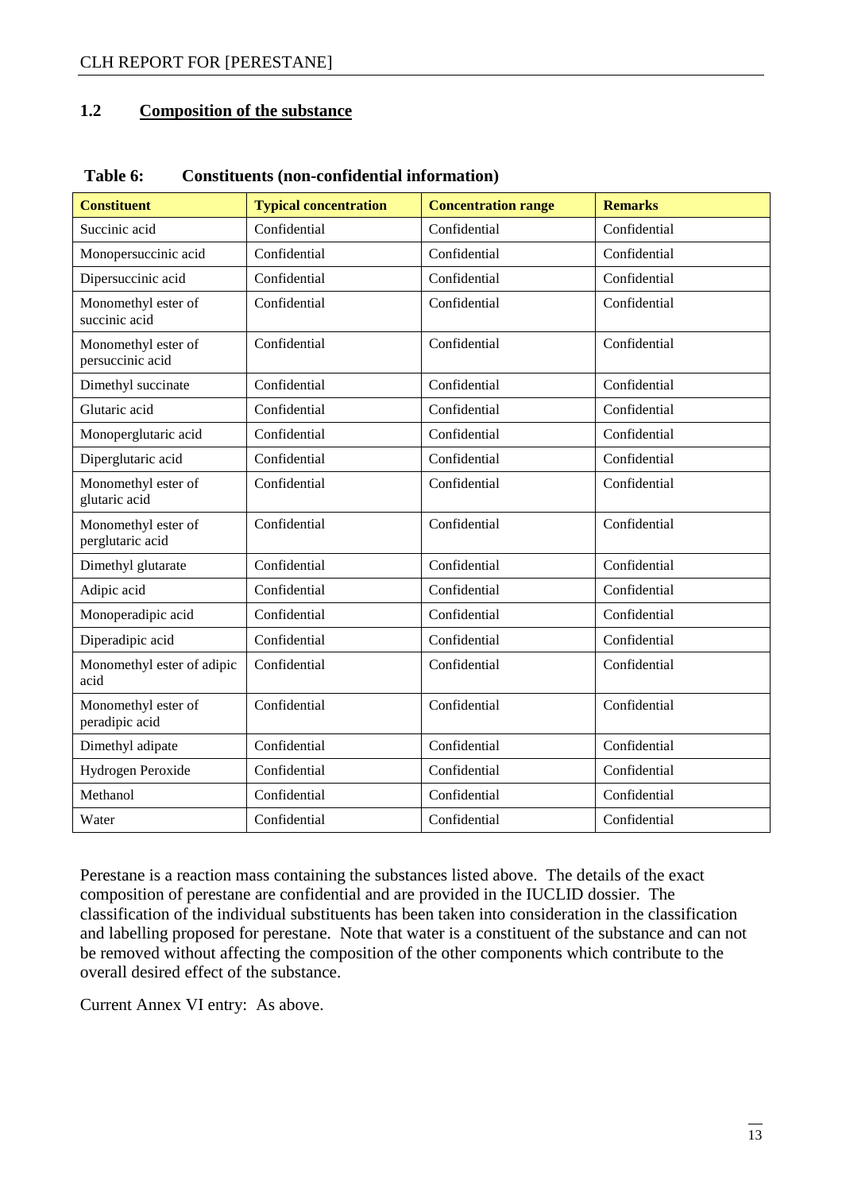## 1.2 Composition of the substance

**Table 6: Constituents (non-confidential information)**

| Constituent | Typical concentration | Concentration range | Remarks |
|---|---|---|---|
| Succinic acid | Confidential | Confidential | Confidential |
| Monopersuccinic acid | Confidential | Confidential | Confidential |
| Dipersuccinic acid | Confidential | Confidential | Confidential |
| Monomethyl ester of succinic acid | Confidential | Confidential | Confidential |
| Monomethyl ester of persuccinic acid | Confidential | Confidential | Confidential |
| Dimethyl succinate | Confidential | Confidential | Confidential |
| Glutaric acid | Confidential | Confidential | Confidential |
| Monoperglutaric acid | Confidential | Confidential | Confidential |
| Diperglutaric acid | Confidential | Confidential | Confidential |
| Monomethyl ester of glutaric acid | Confidential | Confidential | Confidential |
| Monomethyl ester of perglutaric acid | Confidential | Confidential | Confidential |
| Dimethyl glutarate | Confidential | Confidential | Confidential |
| Adipic acid | Confidential | Confidential | Confidential |
| Monoperadipic acid | Confidential | Confidential | Confidential |
| Diperadipic acid | Confidential | Confidential | Confidential |
| Monomethyl ester of adipic acid | Confidential | Confidential | Confidential |
| Monomethyl ester of peradipic acid | Confidential | Confidential | Confidential |
| Dimethyl adipate | Confidential | Confidential | Confidential |
| Hydrogen Peroxide | Confidential | Confidential | Confidential |
| Methanol | Confidential | Confidential | Confidential |
| Water | Confidential | Confidential | Confidential |

Perestane is a reaction mass containing the substances listed above. The details of the exact composition of perestane are confidential and are provided in the IUCLID dossier. The classification of the individual substituents has been taken into consideration in the classification and labelling proposed for perestane. Note that water is a constituent of the substance and can not be removed without affecting the composition of the other components which contribute to the overall desired effect of the substance.

Current Annex VI entry: As above.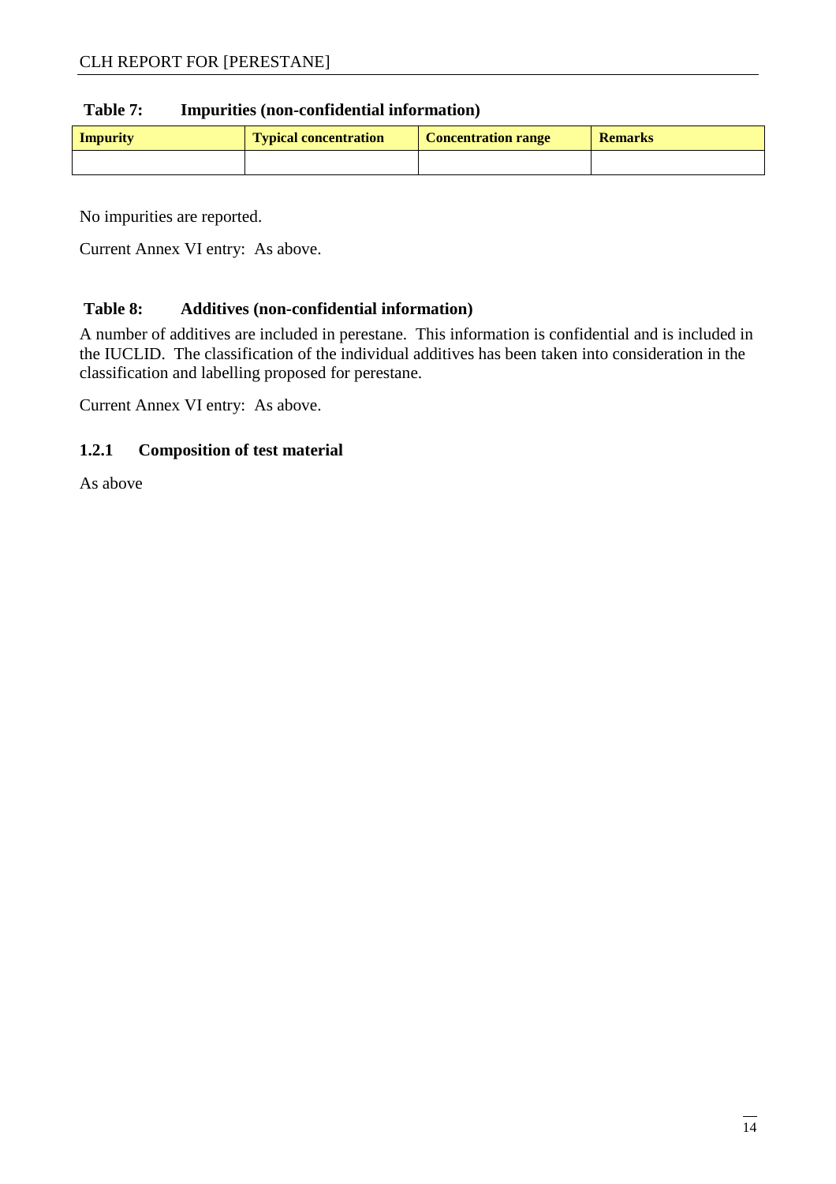**Table 7: Impurities (non-confidential information)**

| Impurity | Typical concentration | Concentration range | Remarks |
|---|---|---|---|
| | | | |

No impurities are reported.

Current Annex VI entry: As above.

**Table 8: Additives (non-confidential information)**

A number of additives are included in perestane. This information is confidential and is included in the IUCLID. The classification of the individual additives has been taken into consideration in the classification and labelling proposed for perestane.

Current Annex VI entry: As above.

### 1.2.1 Composition of test material

As above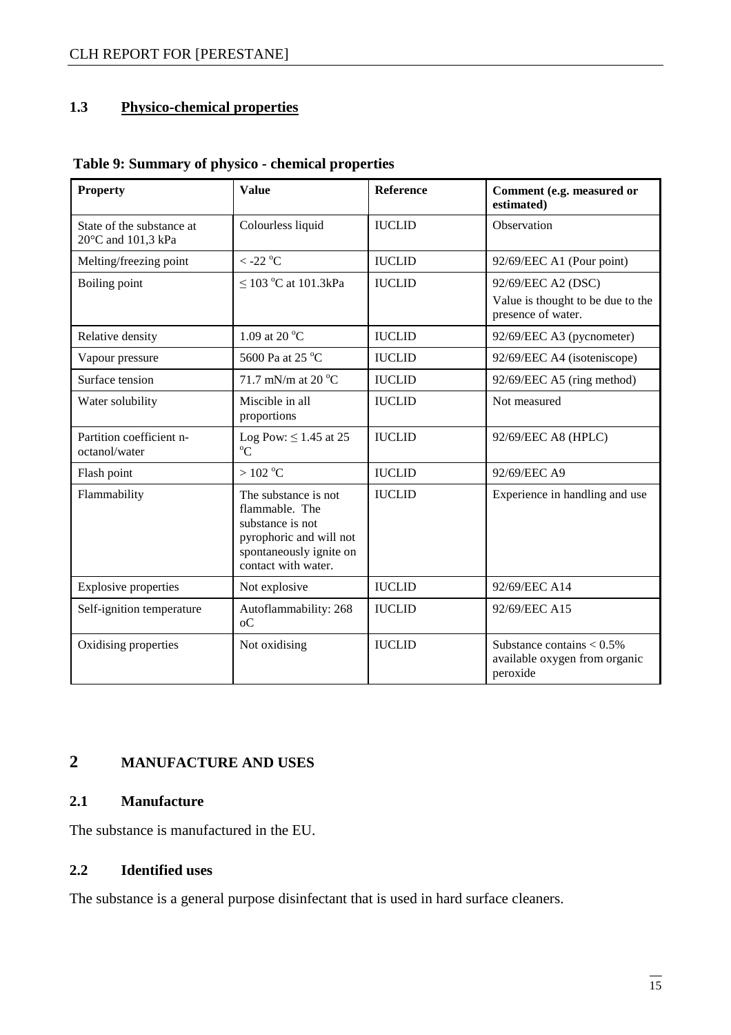### 1.3 Physico-chemical properties

**Table 9: Summary of physico - chemical properties**

| Property | Value | Reference | Comment (e.g. measured or estimated) |
|---|---|---|---|
| State of the substance at 20°C and 101,3 kPa | Colourless liquid | IUCLID | Observation |
| Melting/freezing point | < -22 °C | IUCLID | 92/69/EEC A1 (Pour point) |
| Boiling point | ≤ 103 °C at 101.3kPa | IUCLID | 92/69/EEC A2 (DSC)<br>Value is thought to be due to the presence of water. |
| Relative density | 1.09 at 20 °C | IUCLID | 92/69/EEC A3 (pycnometer) |
| Vapour pressure | 5600 Pa at 25 °C | IUCLID | 92/69/EEC A4 (isoteniscope) |
| Surface tension | 71.7 mN/m at 20 °C | IUCLID | 92/69/EEC A5 (ring method) |
| Water solubility | Miscible in all proportions | IUCLID | Not measured |
| Partition coefficient n-octanol/water | Log Pow: ≤ 1.45 at 25 °C | IUCLID | 92/69/EEC A8 (HPLC) |
| Flash point | > 102 °C | IUCLID | 92/69/EEC A9 |
| Flammability | The substance is not flammable. The substance is not pyrophoric and will not spontaneously ignite on contact with water. | IUCLID | Experience in handling and use |
| Explosive properties | Not explosive | IUCLID | 92/69/EEC A14 |
| Self-ignition temperature | Autoflammability: 268 oC | IUCLID | 92/69/EEC A15 |
| Oxidising properties | Not oxidising | IUCLID | Substance contains < 0.5% available oxygen from organic peroxide |

## 2 MANUFACTURE AND USES

### 2.1 Manufacture

The substance is manufactured in the EU.

### 2.2 Identified uses

The substance is a general purpose disinfectant that is used in hard surface cleaners.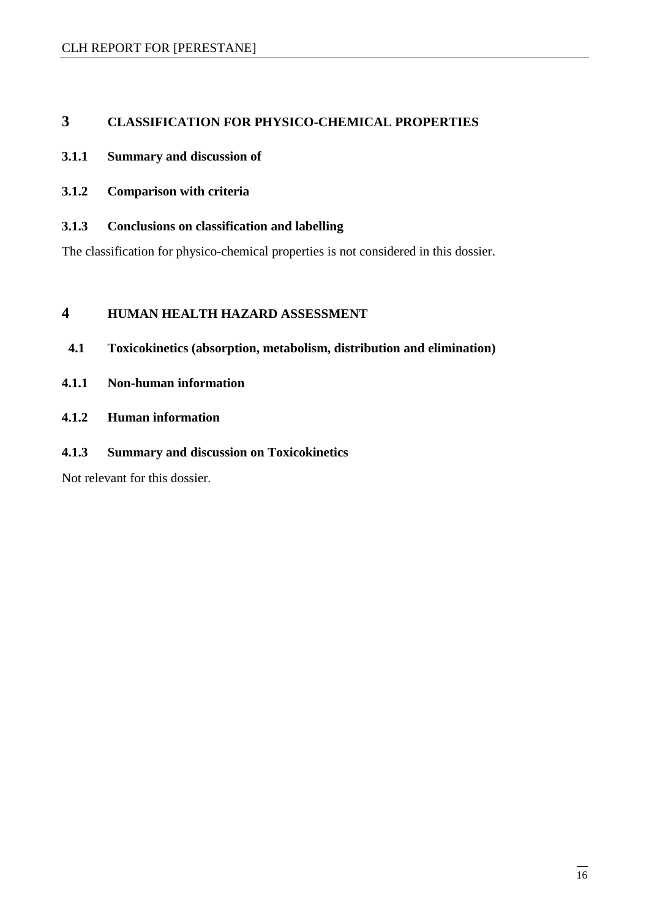# 3 CLASSIFICATION FOR PHYSICO-CHEMICAL PROPERTIES

### 3.1.1 Summary and discussion of

### 3.1.2 Comparison with criteria

### 3.1.3 Conclusions on classification and labelling

The classification for physico-chemical properties is not considered in this dossier.

# 4 HUMAN HEALTH HAZARD ASSESSMENT

## 4.1 Toxicokinetics (absorption, metabolism, distribution and elimination)

### 4.1.1 Non-human information

### 4.1.2 Human information

### 4.1.3 Summary and discussion on Toxicokinetics

Not relevant for this dossier.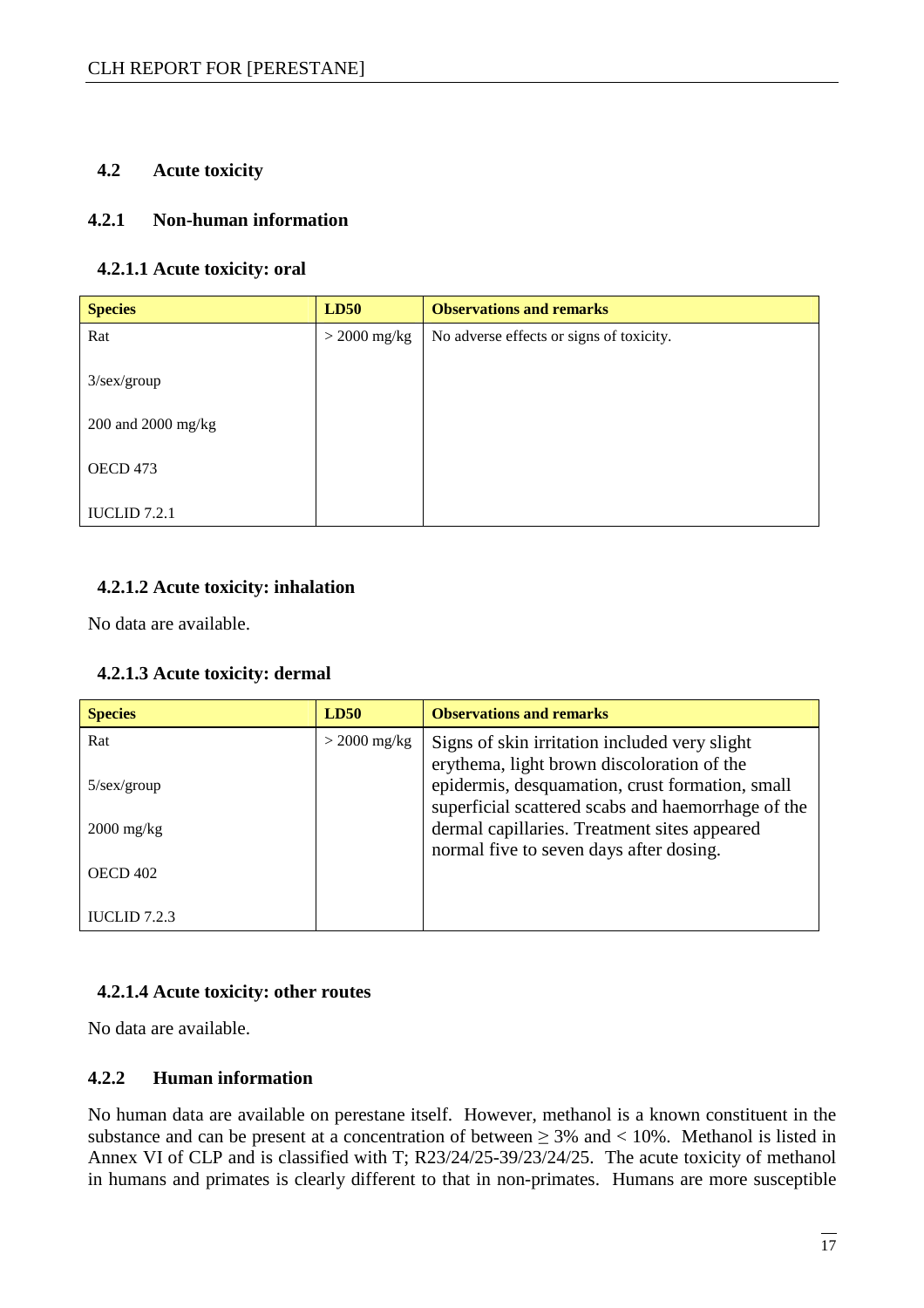## 4.2 Acute toxicity

### 4.2.1 Non-human information

#### 4.2.1.1 Acute toxicity: oral

| Species | LD50 | Observations and remarks |
|---|---|---|
| Rat<br><br>3/sex/group<br><br>200 and 2000 mg/kg<br><br>OECD 473<br><br>IUCLID 7.2.1 | > 2000 mg/kg | No adverse effects or signs of toxicity. |

#### 4.2.1.2 Acute toxicity: inhalation

No data are available.

#### 4.2.1.3 Acute toxicity: dermal

| Species | LD50 | Observations and remarks |
|---|---|---|
| Rat<br><br>5/sex/group<br><br>2000 mg/kg<br><br>OECD 402<br><br>IUCLID 7.2.3 | > 2000 mg/kg | Signs of skin irritation included very slight erythema, light brown discoloration of the epidermis, desquamation, crust formation, small superficial scattered scabs and haemorrhage of the dermal capillaries. Treatment sites appeared normal five to seven days after dosing. |

#### 4.2.1.4 Acute toxicity: other routes

No data are available.

### 4.2.2 Human information

No human data are available on perestane itself. However, methanol is a known constituent in the substance and can be present at a concentration of between ≥ 3% and < 10%. Methanol is listed in Annex VI of CLP and is classified with T; R23/24/25-39/23/24/25. The acute toxicity of methanol in humans and primates is clearly different to that in non-primates. Humans are more susceptible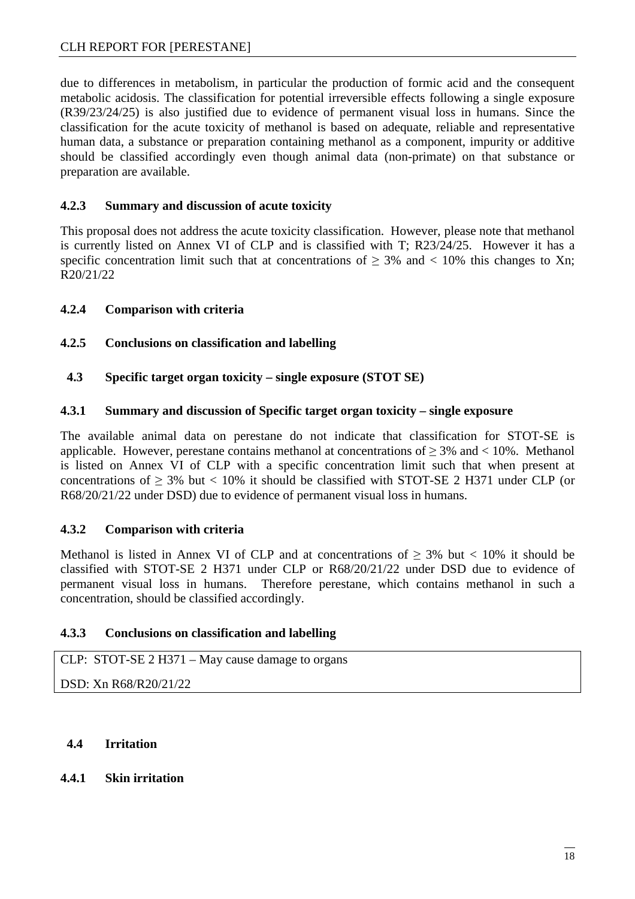due to differences in metabolism, in particular the production of formic acid and the consequent metabolic acidosis. The classification for potential irreversible effects following a single exposure (R39/23/24/25) is also justified due to evidence of permanent visual loss in humans. Since the classification for the acute toxicity of methanol is based on adequate, reliable and representative human data, a substance or preparation containing methanol as a component, impurity or additive should be classified accordingly even though animal data (non-primate) on that substance or preparation are available.

### 4.2.3 Summary and discussion of acute toxicity

This proposal does not address the acute toxicity classification. However, please note that methanol is currently listed on Annex VI of CLP and is classified with T; R23/24/25. However it has a specific concentration limit such that at concentrations of $\geq$ 3% and < 10% this changes to Xn; R20/21/22

### 4.2.4 Comparison with criteria

### 4.2.5 Conclusions on classification and labelling

## 4.3 Specific target organ toxicity – single exposure (STOT SE)

### 4.3.1 Summary and discussion of Specific target organ toxicity – single exposure

The available animal data on perestane do not indicate that classification for STOT-SE is applicable. However, perestane contains methanol at concentrations of $\geq$ 3% and < 10%. Methanol is listed on Annex VI of CLP with a specific concentration limit such that when present at concentrations of $\geq$ 3% but < 10% it should be classified with STOT-SE 2 H371 under CLP (or R68/20/21/22 under DSD) due to evidence of permanent visual loss in humans.

### 4.3.2 Comparison with criteria

Methanol is listed in Annex VI of CLP and at concentrations of $\geq$ 3% but < 10% it should be classified with STOT-SE 2 H371 under CLP or R68/20/21/22 under DSD due to evidence of permanent visual loss in humans. Therefore perestane, which contains methanol in such a concentration, should be classified accordingly.

### 4.3.3 Conclusions on classification and labelling

| CLP: STOT-SE 2 H371 – May cause damage to organs |
|---|
| DSD: Xn R68/R20/21/22 |

## 4.4 Irritation

### 4.4.1 Skin irritation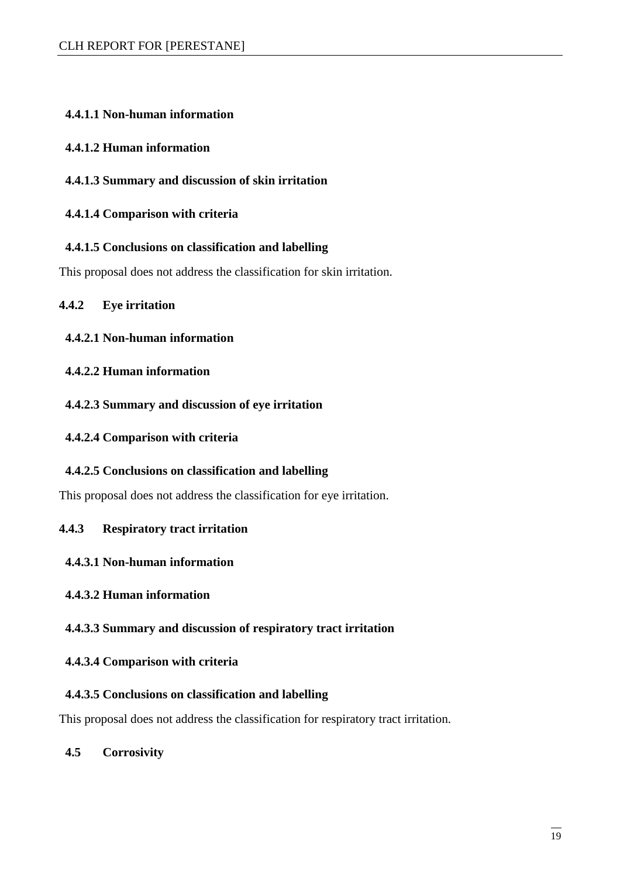#### 4.4.1.1 Non-human information

#### 4.4.1.2 Human information

#### 4.4.1.3 Summary and discussion of skin irritation

#### 4.4.1.4 Comparison with criteria

#### 4.4.1.5 Conclusions on classification and labelling

This proposal does not address the classification for skin irritation.

### 4.4.2 Eye irritation

#### 4.4.2.1 Non-human information

#### 4.4.2.2 Human information

#### 4.4.2.3 Summary and discussion of eye irritation

#### 4.4.2.4 Comparison with criteria

#### 4.4.2.5 Conclusions on classification and labelling

This proposal does not address the classification for eye irritation.

### 4.4.3 Respiratory tract irritation

#### 4.4.3.1 Non-human information

#### 4.4.3.2 Human information

#### 4.4.3.3 Summary and discussion of respiratory tract irritation

#### 4.4.3.4 Comparison with criteria

#### 4.4.3.5 Conclusions on classification and labelling

This proposal does not address the classification for respiratory tract irritation.

## 4.5 Corrosivity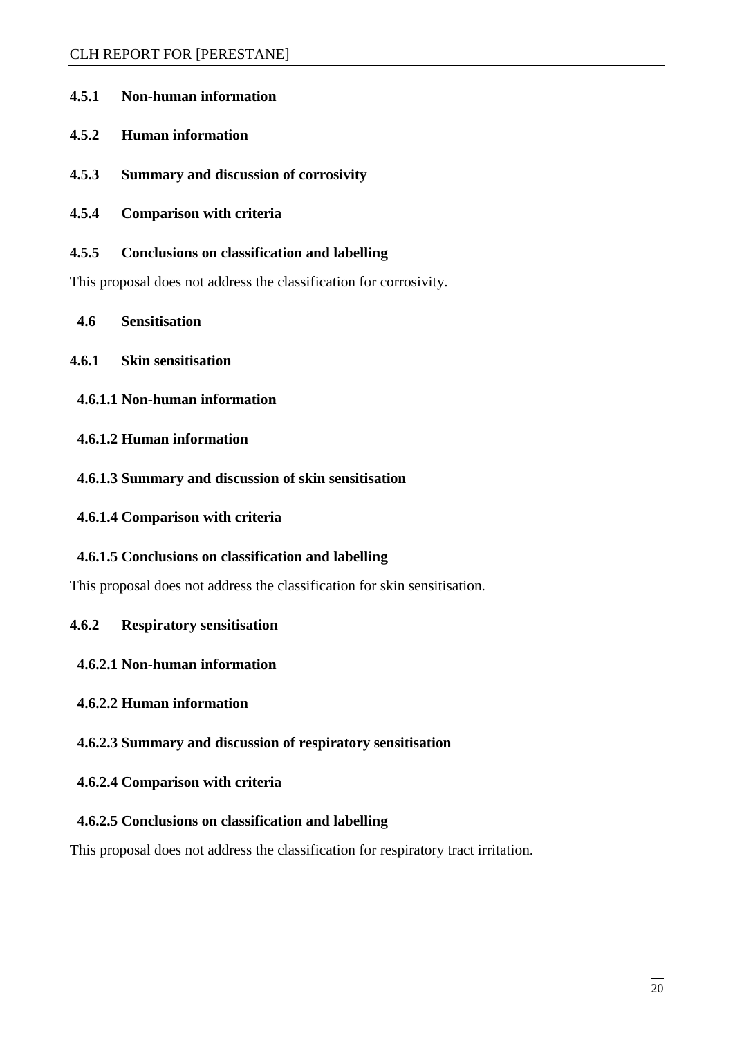#### 4.5.1 Non-human information

#### 4.5.2 Human information

#### 4.5.3 Summary and discussion of corrosivity

#### 4.5.4 Comparison with criteria

#### 4.5.5 Conclusions on classification and labelling

This proposal does not address the classification for corrosivity.

### 4.6 Sensitisation

#### 4.6.1 Skin sensitisation

##### 4.6.1.1 Non-human information

##### 4.6.1.2 Human information

##### 4.6.1.3 Summary and discussion of skin sensitisation

##### 4.6.1.4 Comparison with criteria

##### 4.6.1.5 Conclusions on classification and labelling

This proposal does not address the classification for skin sensitisation.

#### 4.6.2 Respiratory sensitisation

##### 4.6.2.1 Non-human information

##### 4.6.2.2 Human information

##### 4.6.2.3 Summary and discussion of respiratory sensitisation

##### 4.6.2.4 Comparison with criteria

##### 4.6.2.5 Conclusions on classification and labelling

This proposal does not address the classification for respiratory tract irritation.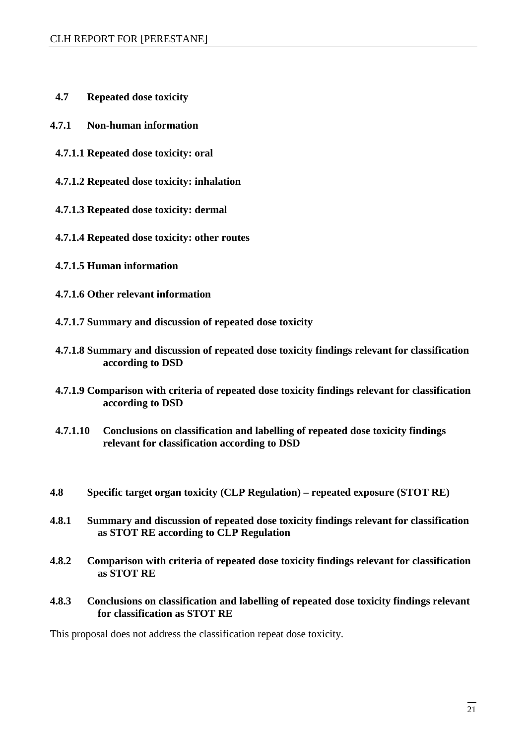## 4.7 Repeated dose toxicity

### 4.7.1 Non-human information

#### 4.7.1.1 Repeated dose toxicity: oral

#### 4.7.1.2 Repeated dose toxicity: inhalation

#### 4.7.1.3 Repeated dose toxicity: dermal

#### 4.7.1.4 Repeated dose toxicity: other routes

#### 4.7.1.5 Human information

#### 4.7.1.6 Other relevant information

#### 4.7.1.7 Summary and discussion of repeated dose toxicity

#### 4.7.1.8 Summary and discussion of repeated dose toxicity findings relevant for classification according to DSD

#### 4.7.1.9 Comparison with criteria of repeated dose toxicity findings relevant for classification according to DSD

#### 4.7.1.10 Conclusions on classification and labelling of repeated dose toxicity findings relevant for classification according to DSD

## 4.8 Specific target organ toxicity (CLP Regulation) – repeated exposure (STOT RE)

### 4.8.1 Summary and discussion of repeated dose toxicity findings relevant for classification as STOT RE according to CLP Regulation

### 4.8.2 Comparison with criteria of repeated dose toxicity findings relevant for classification as STOT RE

### 4.8.3 Conclusions on classification and labelling of repeated dose toxicity findings relevant for classification as STOT RE

This proposal does not address the classification repeat dose toxicity.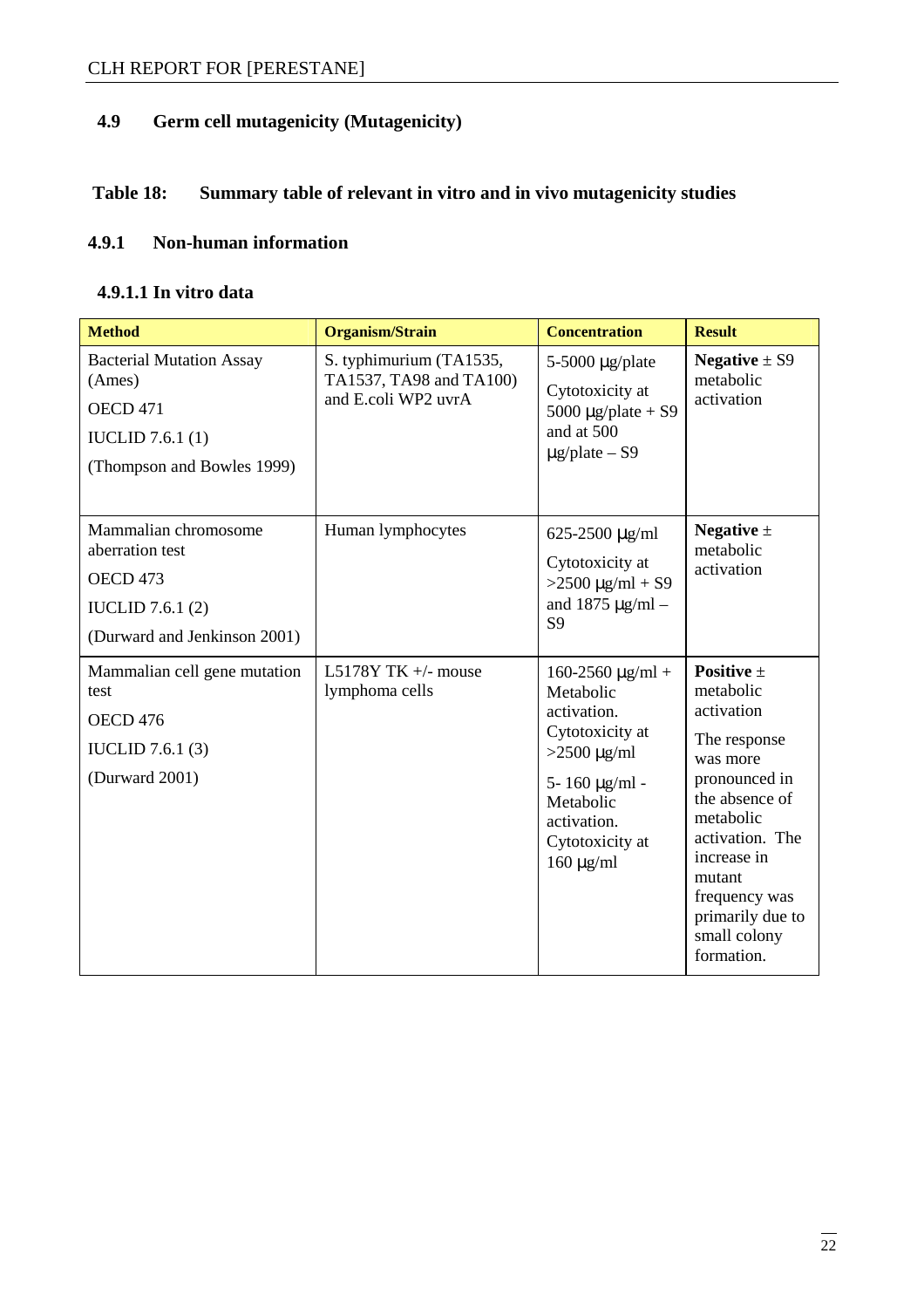## 4.9 Germ cell mutagenicity (Mutagenicity)

**Table 18: Summary table of relevant in vitro and in vivo mutagenicity studies**

### 4.9.1 Non-human information

#### 4.9.1.1 In vitro data

| Method | Organism/Strain | Concentration | Result |
|---|---|---|---|
| Bacterial Mutation Assay (Ames)<br>OECD 471<br>IUCLID 7.6.1 (1)<br>(Thompson and Bowles 1999) | S. typhimurium (TA1535, TA1537, TA98 and TA100) and E.coli WP2 uvrA | 5-5000 µg/plate<br>Cytotoxicity at 5000 µg/plate + S9 and at 500 µg/plate – S9 | **Negative** ± S9 metabolic activation |
| Mammalian chromosome aberration test<br>OECD 473<br>IUCLID 7.6.1 (2)<br>(Durward and Jenkinson 2001) | Human lymphocytes | 625-2500 µg/ml<br>Cytotoxicity at >2500 µg/ml + S9 and 1875 µg/ml – S9 | **Negative** ± metabolic activation |
| Mammalian cell gene mutation test<br>OECD 476<br>IUCLID 7.6.1 (3)<br>(Durward 2001) | L5178Y TK +/- mouse lymphoma cells | 160-2560 µg/ml + Metabolic activation. Cytotoxicity at >2500 µg/ml<br>5- 160 µg/ml - Metabolic activation. Cytotoxicity at 160 µg/ml | **Positive** ± metabolic activation<br>The response was more pronounced in the absence of metabolic activation. The increase in mutant frequency was primarily due to small colony formation. |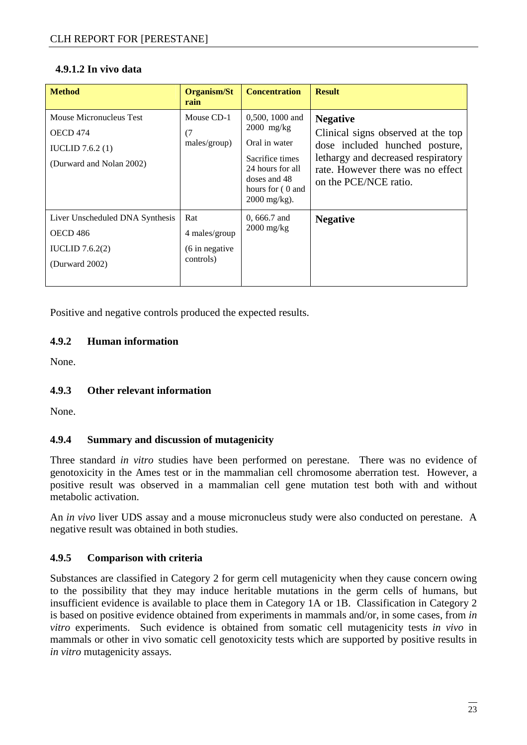### 4.9.1.2 In vivo data

| Method | Organism/Strain | Concentration | Result |
|---|---|---|---|
| Mouse Micronucleus Test<br>OECD 474<br>IUCLID 7.6.2 (1)<br>(Durward and Nolan 2002) | Mouse CD-1<br>(7 males/group) | 0,500, 1000 and 2000 mg/kg<br>Oral in water<br>Sacrifice times 24 hours for all doses and 48 hours for ( 0 and 2000 mg/kg). | **Negative**<br>Clinical signs observed at the top dose included hunched posture, lethargy and decreased respiratory rate. However there was no effect on the PCE/NCE ratio. |
| Liver Unscheduled DNA Synthesis<br>OECD 486<br>IUCLID 7.6.2(2)<br>(Durward 2002) | Rat<br>4 males/group<br>(6 in negative controls) | 0, 666.7 and 2000 mg/kg | **Negative** |

Positive and negative controls produced the expected results.

### 4.9.2 Human information

None.

### 4.9.3 Other relevant information

None.

### 4.9.4 Summary and discussion of mutagenicity

Three standard *in vitro* studies have been performed on perestane. There was no evidence of genotoxicity in the Ames test or in the mammalian cell chromosome aberration test. However, a positive result was observed in a mammalian cell gene mutation test both with and without metabolic activation.

An *in vivo* liver UDS assay and a mouse micronucleus study were also conducted on perestane. A negative result was obtained in both studies.

### 4.9.5 Comparison with criteria

Substances are classified in Category 2 for germ cell mutagenicity when they cause concern owing to the possibility that they may induce heritable mutations in the germ cells of humans, but insufficient evidence is available to place them in Category 1A or 1B. Classification in Category 2 is based on positive evidence obtained from experiments in mammals and/or, in some cases, from *in vitro* experiments. Such evidence is obtained from somatic cell mutagenicity tests *in vivo* in mammals or other in vivo somatic cell genotoxicity tests which are supported by positive results in *in vitro* mutagenicity assays.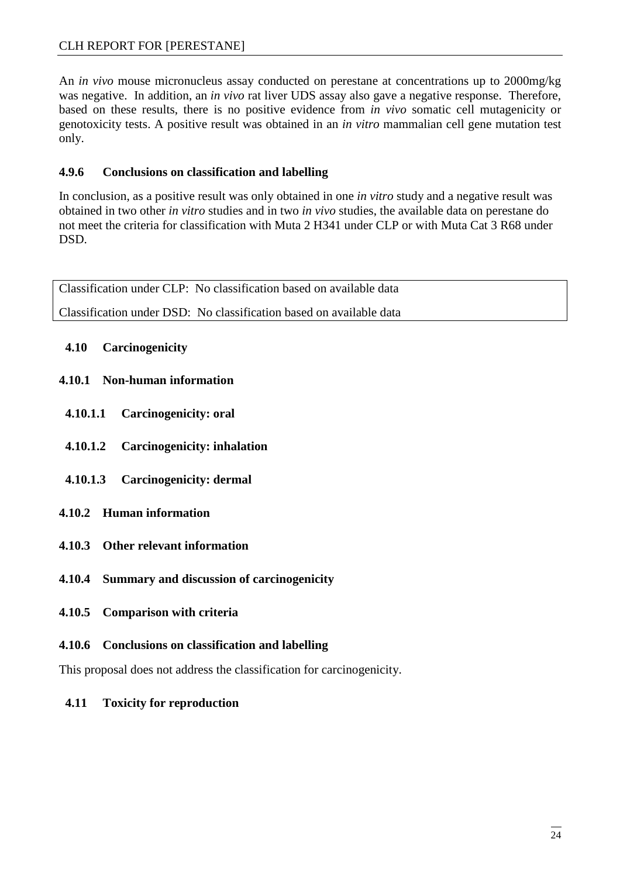An *in vivo* mouse micronucleus assay conducted on perestane at concentrations up to 2000mg/kg was negative. In addition, an *in vivo* rat liver UDS assay also gave a negative response. Therefore, based on these results, there is no positive evidence from *in vivo* somatic cell mutagenicity or genotoxicity tests. A positive result was obtained in an *in vitro* mammalian cell gene mutation test only.

### 4.9.6 Conclusions on classification and labelling

In conclusion, as a positive result was only obtained in one *in vitro* study and a negative result was obtained in two other *in vitro* studies and in two *in vivo* studies, the available data on perestane do not meet the criteria for classification with Muta 2 H341 under CLP or with Muta Cat 3 R68 under DSD.

| Classification under CLP: No classification based on available data<br>Classification under DSD: No classification based on available data |
|---|

## 4.10 Carcinogenicity

### 4.10.1 Non-human information

#### 4.10.1.1 Carcinogenicity: oral

#### 4.10.1.2 Carcinogenicity: inhalation

#### 4.10.1.3 Carcinogenicity: dermal

### 4.10.2 Human information

### 4.10.3 Other relevant information

### 4.10.4 Summary and discussion of carcinogenicity

### 4.10.5 Comparison with criteria

### 4.10.6 Conclusions on classification and labelling

This proposal does not address the classification for carcinogenicity.

## 4.11 Toxicity for reproduction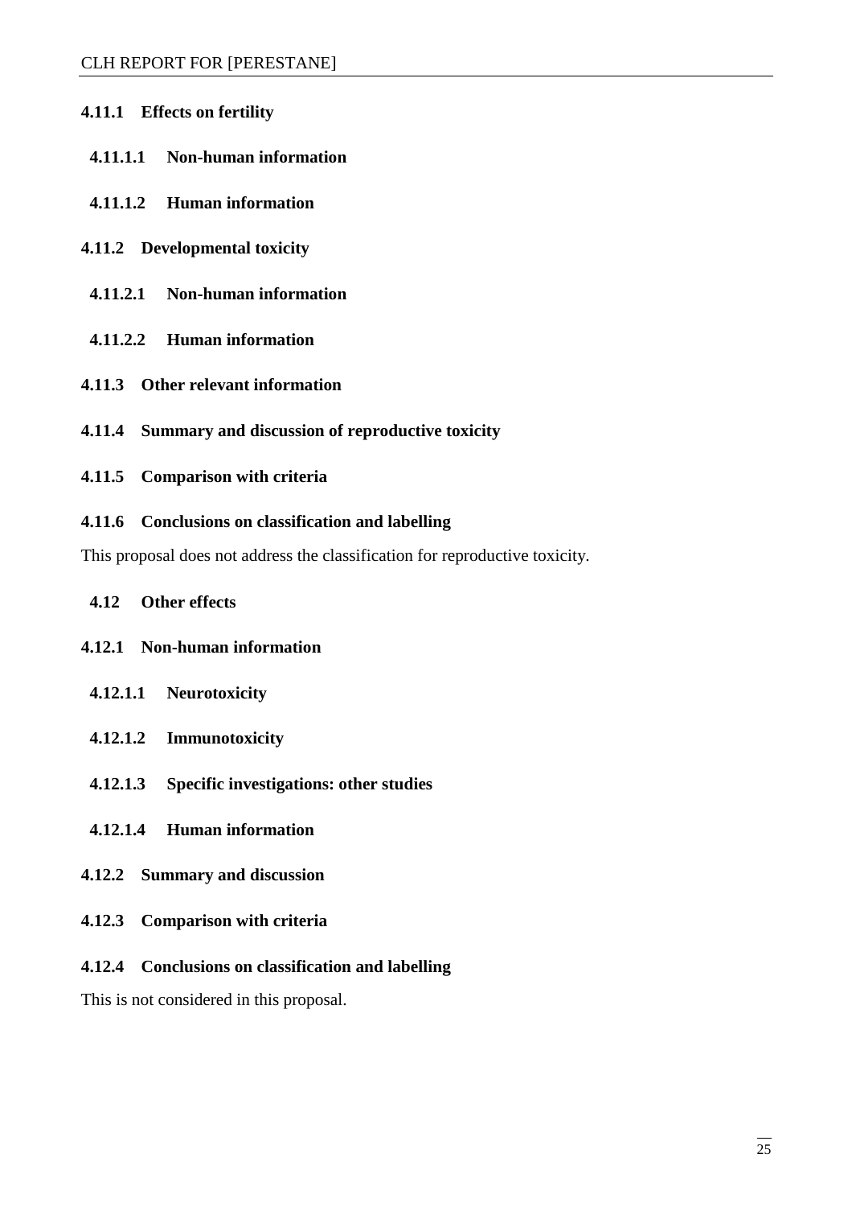### 4.11.1 Effects on fertility

#### 4.11.1.1 Non-human information

#### 4.11.1.2 Human information

### 4.11.2 Developmental toxicity

#### 4.11.2.1 Non-human information

#### 4.11.2.2 Human information

### 4.11.3 Other relevant information

### 4.11.4 Summary and discussion of reproductive toxicity

### 4.11.5 Comparison with criteria

### 4.11.6 Conclusions on classification and labelling

This proposal does not address the classification for reproductive toxicity.

## 4.12 Other effects

### 4.12.1 Non-human information

#### 4.12.1.1 Neurotoxicity

#### 4.12.1.2 Immunotoxicity

#### 4.12.1.3 Specific investigations: other studies

#### 4.12.1.4 Human information

### 4.12.2 Summary and discussion

### 4.12.3 Comparison with criteria

### 4.12.4 Conclusions on classification and labelling

This is not considered in this proposal.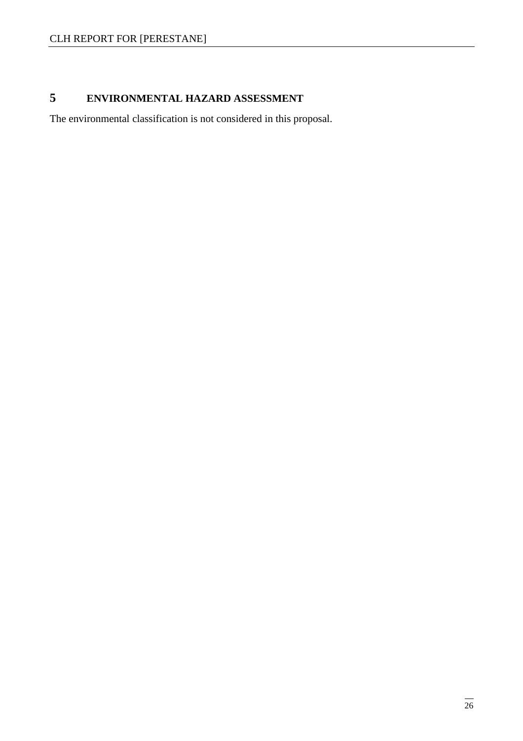# 5 ENVIRONMENTAL HAZARD ASSESSMENT

The environmental classification is not considered in this proposal.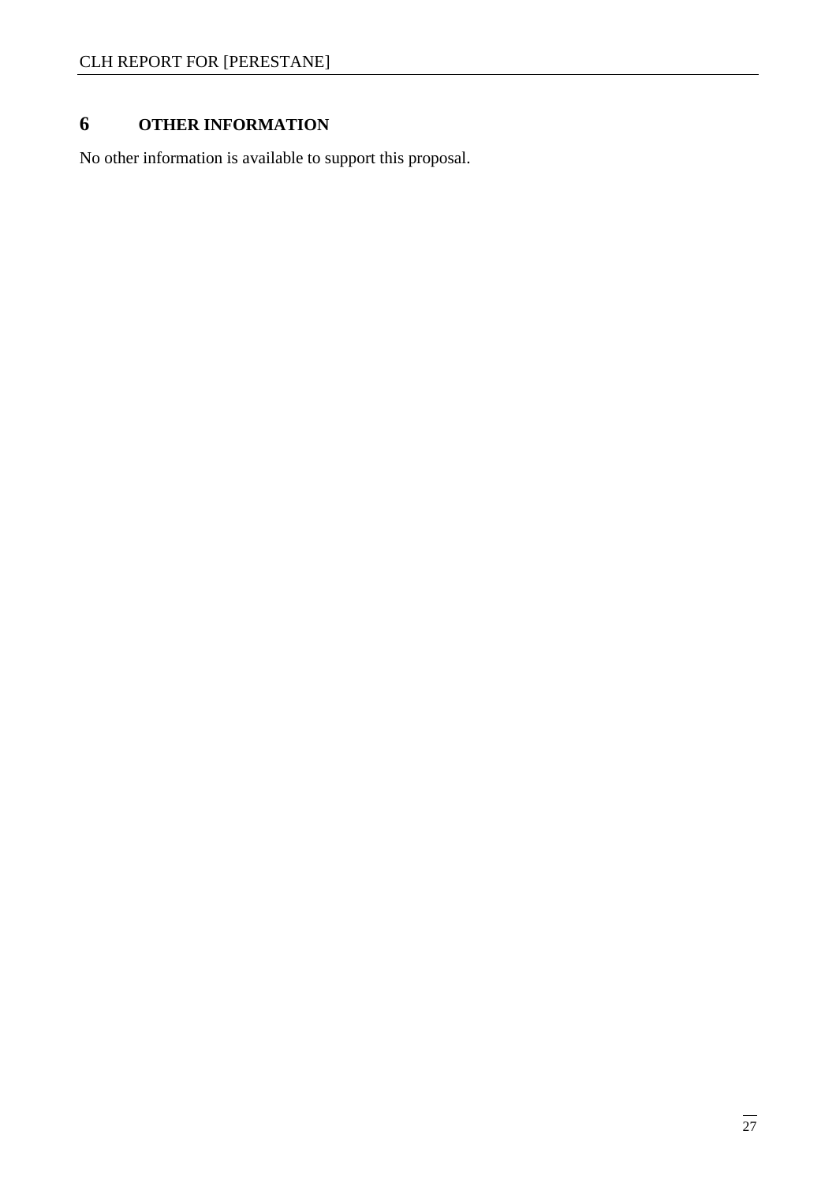# 6 OTHER INFORMATION

No other information is available to support this proposal.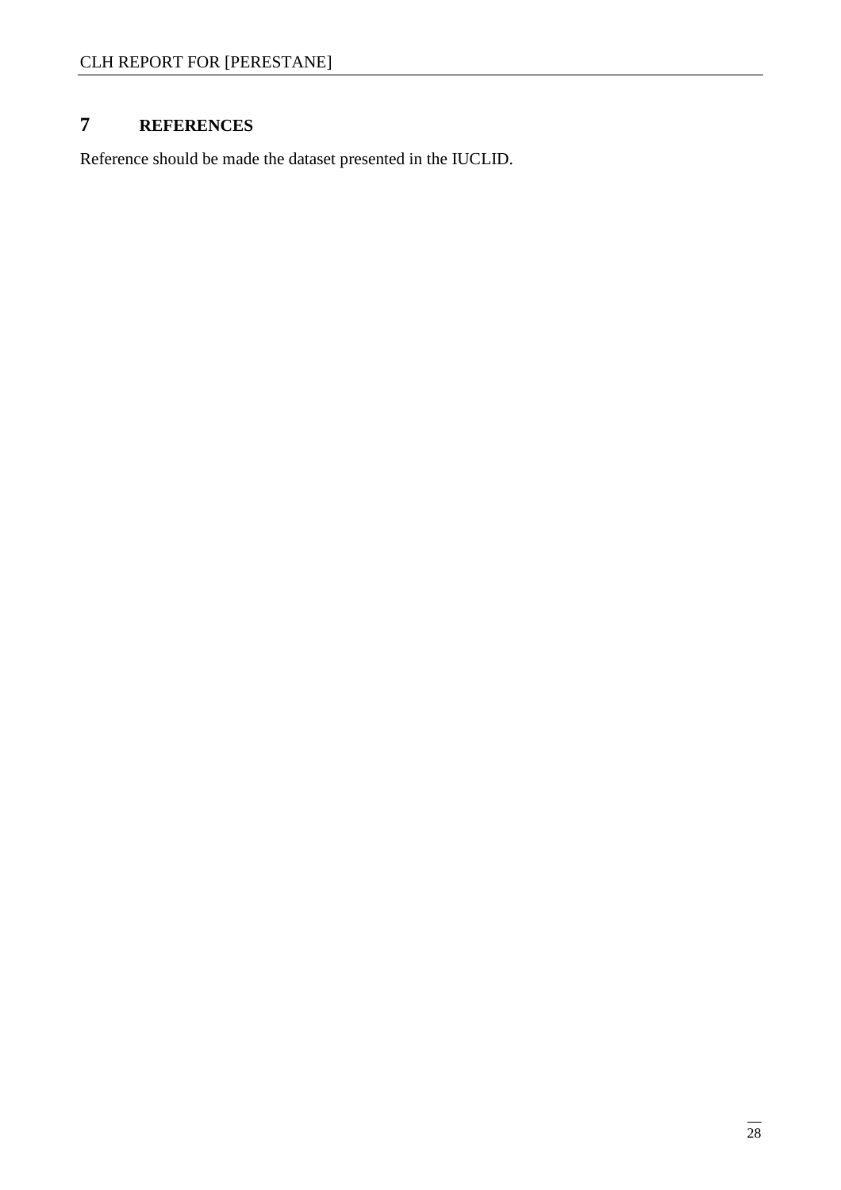# 7 REFERENCES

Reference should be made the dataset presented in the IUCLID.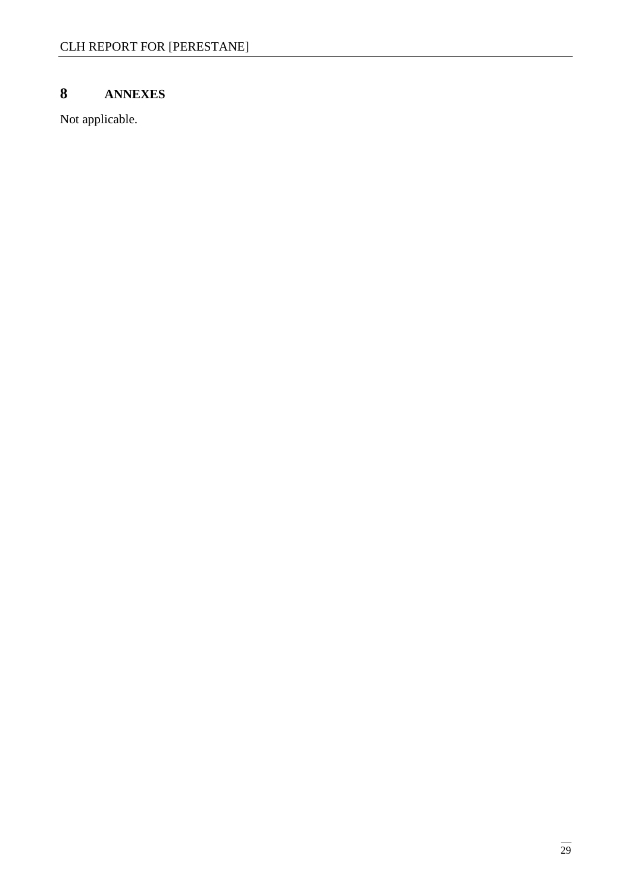# 8 ANNEXES

Not applicable.